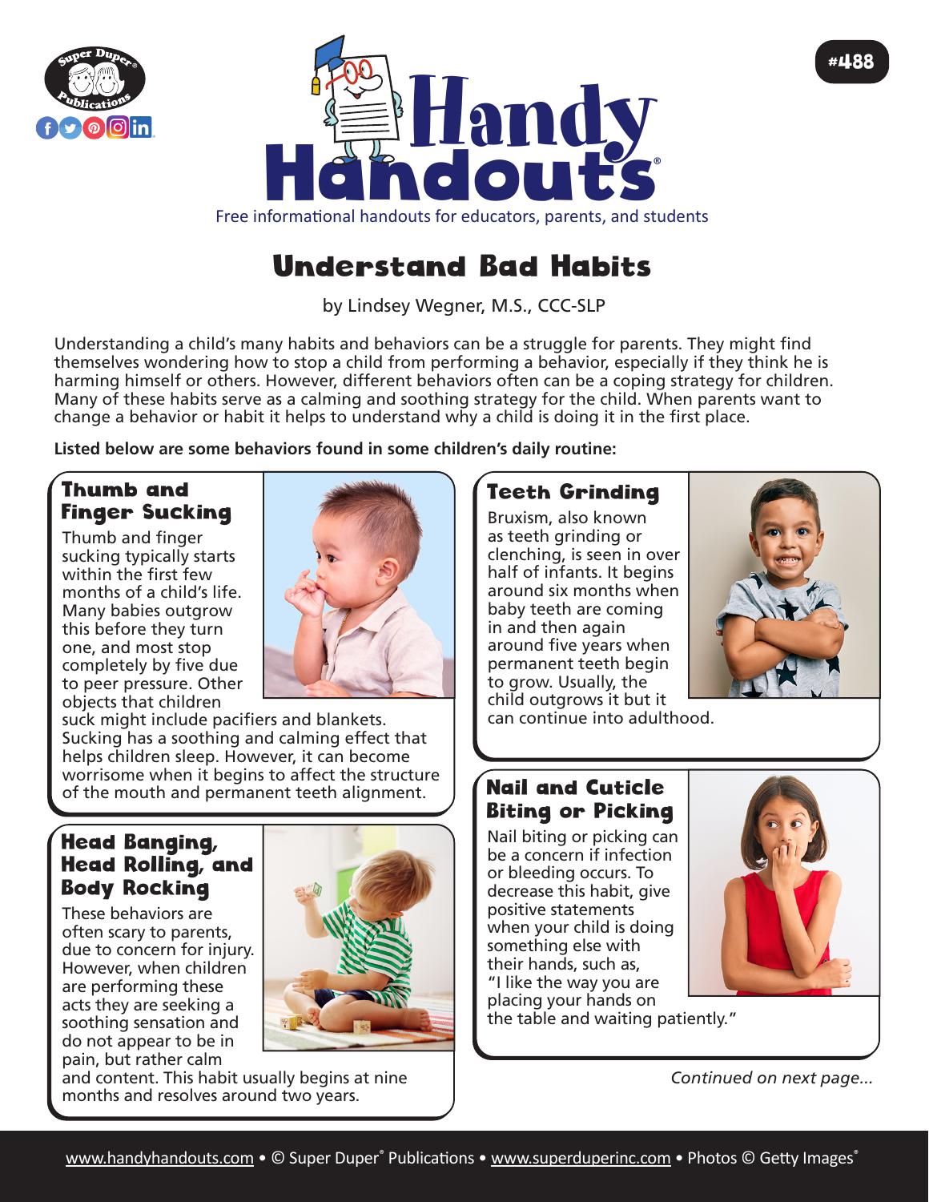# Handy Handouts®

Free informational handouts for educators, parents, and students

#488

## Understand Bad Habits

by Lindsey Wegner, M.S., CCC-SLP

Understanding a child's many habits and behaviors can be a struggle for parents. They might find themselves wondering how to stop a child from performing a behavior, especially if they think he is harming himself or others. However, different behaviors often can be a coping strategy for children. Many of these habits serve as a calming and soothing strategy for the child. When parents want to change a behavior or habit it helps to understand why a child is doing it in the first place.

**Listed below are some behaviors found in some children's daily routine:**

### Thumb and Finger Sucking

Thumb and finger sucking typically starts within the first few months of a child's life. Many babies outgrow this before they turn one, and most stop completely by five due to peer pressure. Other objects that children suck might include pacifiers and blankets. Sucking has a soothing and calming effect that helps children sleep. However, it can become worrisome when it begins to affect the structure of the mouth and permanent teeth alignment.

### Head Banging, Head Rolling, and Body Rocking

These behaviors are often scary to parents, due to concern for injury. However, when children are performing these acts they are seeking a soothing sensation and do not appear to be in pain, but rather calm and content. This habit usually begins at nine months and resolves around two years.

### Teeth Grinding

Bruxism, also known as teeth grinding or clenching, is seen in over half of infants. It begins around six months when baby teeth are coming in and then again around five years when permanent teeth begin to grow. Usually, the child outgrows it but it can continue into adulthood.

### Nail and Cuticle Biting or Picking

Nail biting or picking can be a concern if infection or bleeding occurs. To decrease this habit, give positive statements when your child is doing something else with their hands, such as, "I like the way you are placing your hands on the table and waiting patiently."

*Continued on next page...*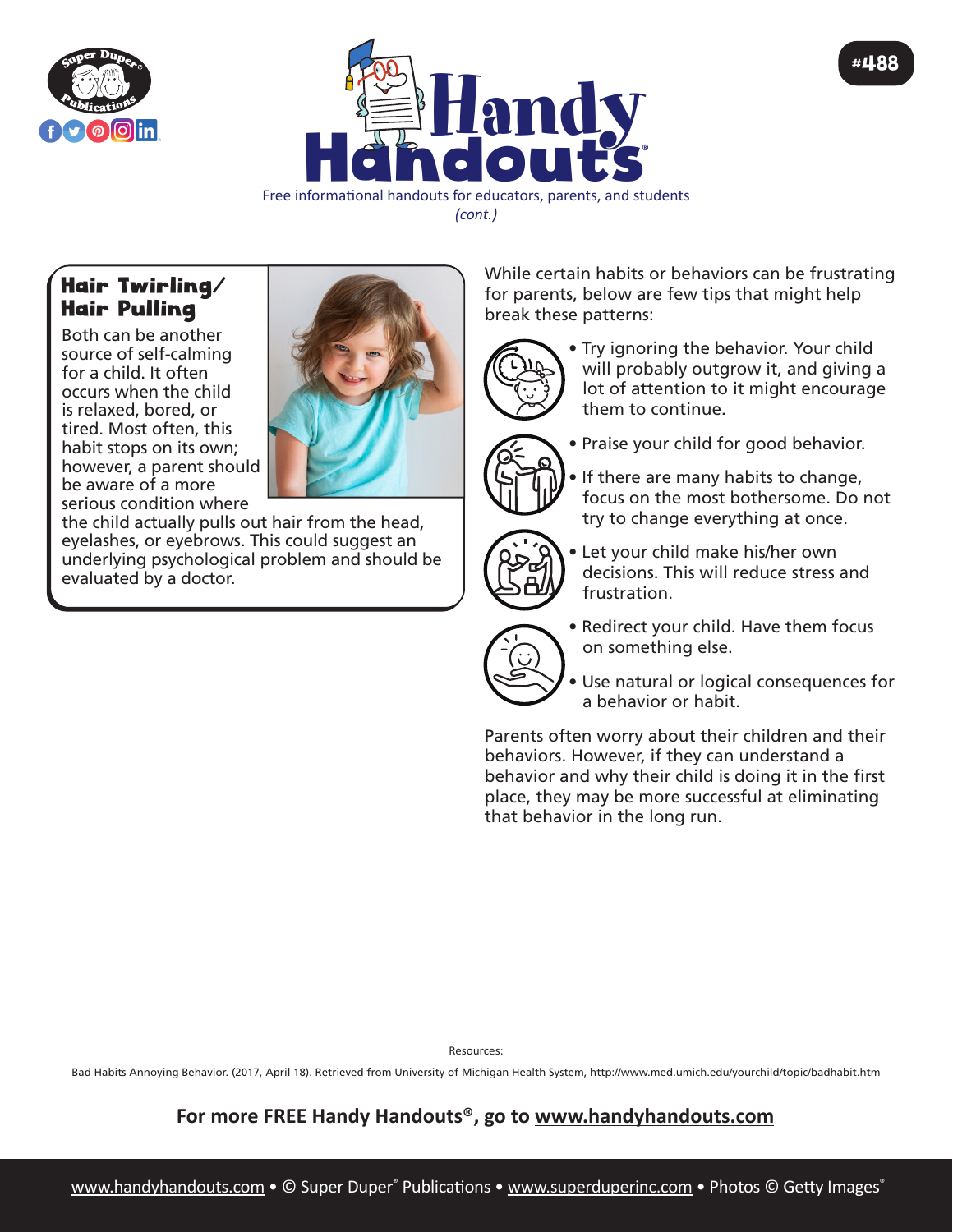*(cont.)*

## Hair Twirling/ Hair Pulling

Both can be another source of self-calming for a child. It often occurs when the child is relaxed, bored, or tired. Most often, this habit stops on its own; however, a parent should be aware of a more serious condition where the child actually pulls out hair from the head, eyelashes, or eyebrows. This could suggest an underlying psychological problem and should be evaluated by a doctor.

While certain habits or behaviors can be frustrating for parents, below are few tips that might help break these patterns:

- Try ignoring the behavior. Your child will probably outgrow it, and giving a lot of attention to it might encourage them to continue.
- Praise your child for good behavior.
- If there are many habits to change, focus on the most bothersome. Do not try to change everything at once.
- Let your child make his/her own decisions. This will reduce stress and frustration.
- Redirect your child. Have them focus on something else.
- Use natural or logical consequences for a behavior or habit.

Parents often worry about their children and their behaviors. However, if they can understand a behavior and why their child is doing it in the first place, they may be more successful at eliminating that behavior in the long run.

Resources:

Bad Habits Annoying Behavior. (2017, April 18). Retrieved from University of Michigan Health System, http://www.med.umich.edu/yourchild/topic/badhabit.htm

**For more FREE Handy Handouts®, go to www.handyhandouts.com**